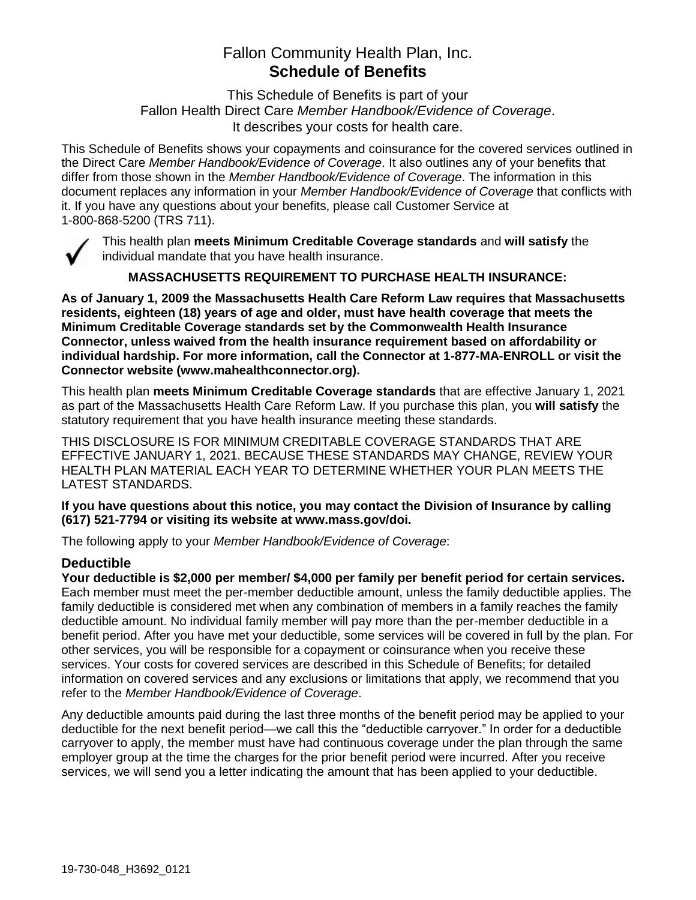# Fallon Community Health Plan, Inc.
# **Schedule of Benefits**

This Schedule of Benefits is part of your
Fallon Health Direct Care *Member Handbook/Evidence of Coverage*.
It describes your costs for health care.

This Schedule of Benefits shows your copayments and coinsurance for the covered services outlined in the Direct Care *Member Handbook/Evidence of Coverage*. It also outlines any of your benefits that differ from those shown in the *Member Handbook/Evidence of Coverage*. The information in this document replaces any information in your *Member Handbook/Evidence of Coverage* that conflicts with it. If you have any questions about your benefits, please call Customer Service at 1-800-868-5200 (TRS 711).

✓ This health plan **meets Minimum Creditable Coverage standards** and **will satisfy** the individual mandate that you have health insurance.

**MASSACHUSETTS REQUIREMENT TO PURCHASE HEALTH INSURANCE:**

**As of January 1, 2009 the Massachusetts Health Care Reform Law requires that Massachusetts residents, eighteen (18) years of age and older, must have health coverage that meets the Minimum Creditable Coverage standards set by the Commonwealth Health Insurance Connector, unless waived from the health insurance requirement based on affordability or individual hardship. For more information, call the Connector at 1-877-MA-ENROLL or visit the Connector website (www.mahealthconnector.org).**

This health plan **meets Minimum Creditable Coverage standards** that are effective January 1, 2021 as part of the Massachusetts Health Care Reform Law. If you purchase this plan, you **will satisfy** the statutory requirement that you have health insurance meeting these standards.

THIS DISCLOSURE IS FOR MINIMUM CREDITABLE COVERAGE STANDARDS THAT ARE EFFECTIVE JANUARY 1, 2021. BECAUSE THESE STANDARDS MAY CHANGE, REVIEW YOUR HEALTH PLAN MATERIAL EACH YEAR TO DETERMINE WHETHER YOUR PLAN MEETS THE LATEST STANDARDS.

**If you have questions about this notice, you may contact the Division of Insurance by calling (617) 521-7794 or visiting its website at www.mass.gov/doi.**

The following apply to your *Member Handbook/Evidence of Coverage*:

## Deductible

**Your deductible is $2,000 per member/ $4,000 per family per benefit period for certain services.** Each member must meet the per-member deductible amount, unless the family deductible applies. The family deductible is considered met when any combination of members in a family reaches the family deductible amount. No individual family member will pay more than the per-member deductible in a benefit period. After you have met your deductible, some services will be covered in full by the plan. For other services, you will be responsible for a copayment or coinsurance when you receive these services. Your costs for covered services are described in this Schedule of Benefits; for detailed information on covered services and any exclusions or limitations that apply, we recommend that you refer to the *Member Handbook/Evidence of Coverage*.

Any deductible amounts paid during the last three months of the benefit period may be applied to your deductible for the next benefit period—we call this the "deductible carryover." In order for a deductible carryover to apply, the member must have had continuous coverage under the plan through the same employer group at the time the charges for the prior benefit period were incurred. After you receive services, we will send you a letter indicating the amount that has been applied to your deductible.

19-730-048_H3692_0121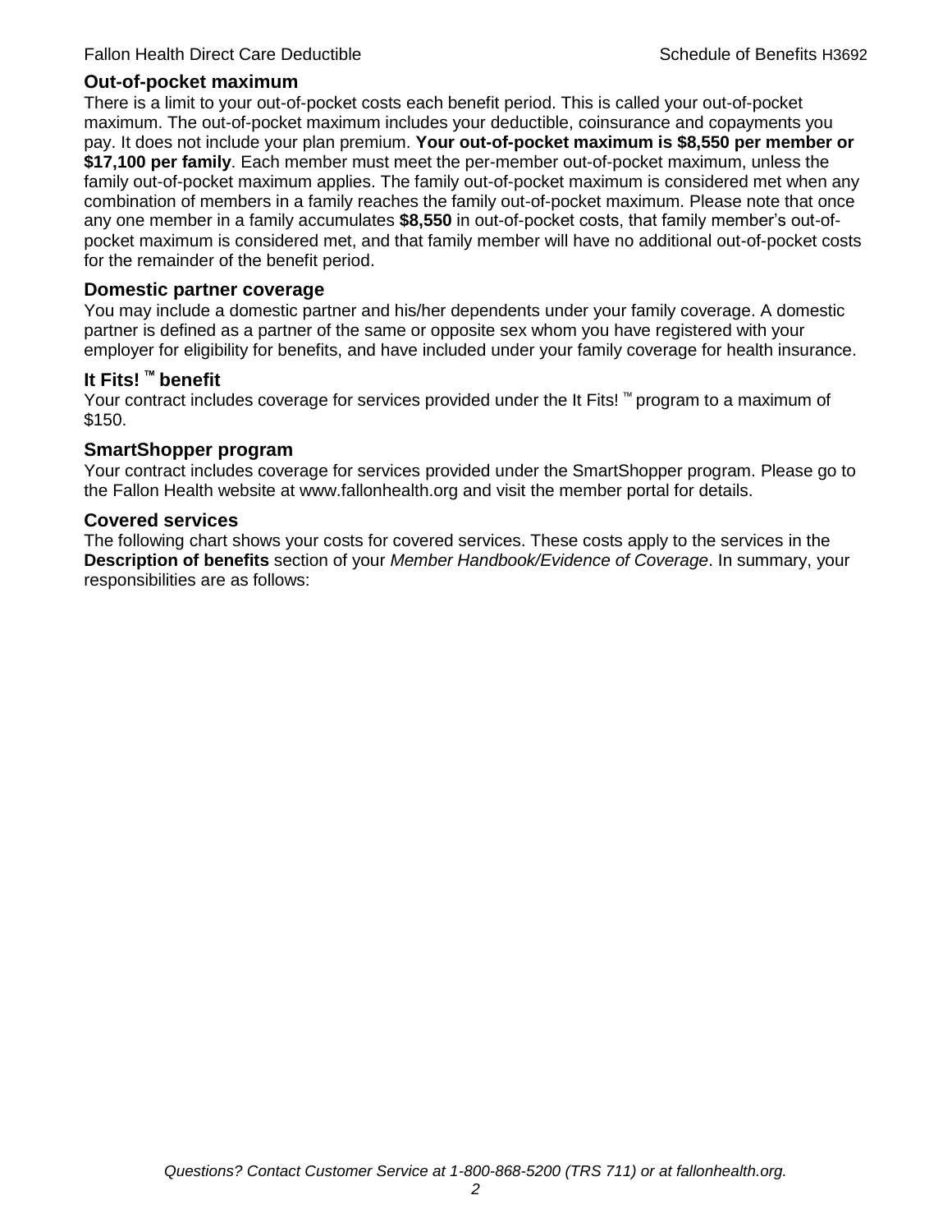## Out-of-pocket maximum

There is a limit to your out-of-pocket costs each benefit period. This is called your out-of-pocket maximum. The out-of-pocket maximum includes your deductible, coinsurance and copayments you pay. It does not include your plan premium. **Your out-of-pocket maximum is $8,550 per member or $17,100 per family**. Each member must meet the per-member out-of-pocket maximum, unless the family out-of-pocket maximum applies. The family out-of-pocket maximum is considered met when any combination of members in a family reaches the family out-of-pocket maximum. Please note that once any one member in a family accumulates **$8,550** in out-of-pocket costs, that family member's out-of-pocket maximum is considered met, and that family member will have no additional out-of-pocket costs for the remainder of the benefit period.

## Domestic partner coverage

You may include a domestic partner and his/her dependents under your family coverage. A domestic partner is defined as a partner of the same or opposite sex whom you have registered with your employer for eligibility for benefits, and have included under your family coverage for health insurance.

## It Fits! ™ benefit

Your contract includes coverage for services provided under the It Fits! ™ program to a maximum of $150.

## SmartShopper program

Your contract includes coverage for services provided under the SmartShopper program. Please go to the Fallon Health website at www.fallonhealth.org and visit the member portal for details.

## Covered services

The following chart shows your costs for covered services. These costs apply to the services in the **Description of benefits** section of your *Member Handbook/Evidence of Coverage*. In summary, your responsibilities are as follows: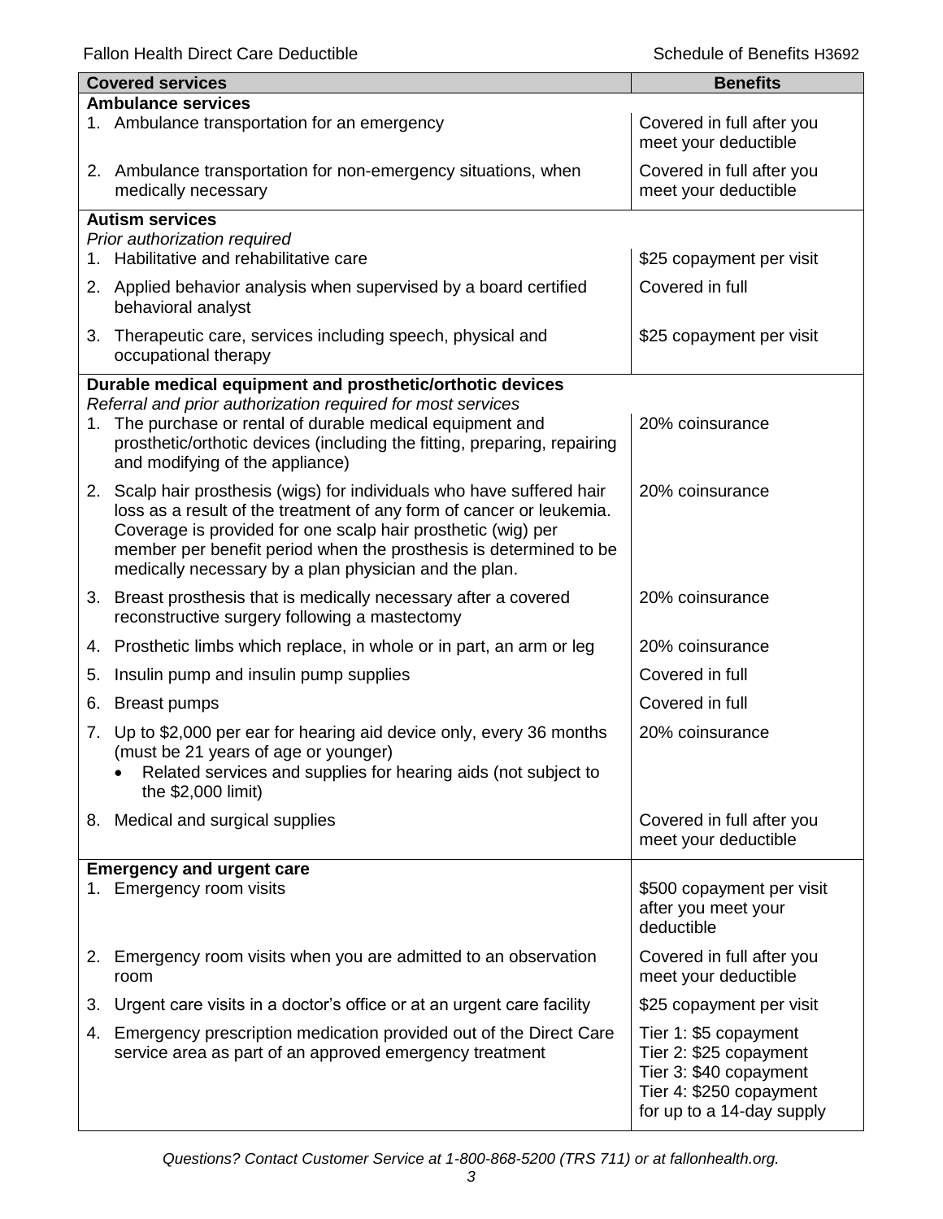| Covered services | Benefits |
| --- | --- |
| **Ambulance services** | |
| 1. Ambulance transportation for an emergency | Covered in full after you meet your deductible |
| 2. Ambulance transportation for non-emergency situations, when medically necessary | Covered in full after you meet your deductible |
| **Autism services** <br> *Prior authorization required* | |
| 1. Habilitative and rehabilitative care | $25 copayment per visit |
| 2. Applied behavior analysis when supervised by a board certified behavioral analyst | Covered in full |
| 3. Therapeutic care, services including speech, physical and occupational therapy | $25 copayment per visit |
| **Durable medical equipment and prosthetic/orthotic devices** <br> *Referral and prior authorization required for most services* | |
| 1. The purchase or rental of durable medical equipment and prosthetic/orthotic devices (including the fitting, preparing, repairing and modifying of the appliance) | 20% coinsurance |
| 2. Scalp hair prosthesis (wigs) for individuals who have suffered hair loss as a result of the treatment of any form of cancer or leukemia. Coverage is provided for one scalp hair prosthetic (wig) per member per benefit period when the prosthesis is determined to be medically necessary by a plan physician and the plan. | 20% coinsurance |
| 3. Breast prosthesis that is medically necessary after a covered reconstructive surgery following a mastectomy | 20% coinsurance |
| 4. Prosthetic limbs which replace, in whole or in part, an arm or leg | 20% coinsurance |
| 5. Insulin pump and insulin pump supplies | Covered in full |
| 6. Breast pumps | Covered in full |
| 7. Up to $2,000 per ear for hearing aid device only, every 36 months (must be 21 years of age or younger) <br> • Related services and supplies for hearing aids (not subject to the $2,000 limit) | 20% coinsurance |
| 8. Medical and surgical supplies | Covered in full after you meet your deductible |
| **Emergency and urgent care** | |
| 1. Emergency room visits | $500 copayment per visit after you meet your deductible |
| 2. Emergency room visits when you are admitted to an observation room | Covered in full after you meet your deductible |
| 3. Urgent care visits in a doctor's office or at an urgent care facility | $25 copayment per visit |
| 4. Emergency prescription medication provided out of the Direct Care service area as part of an approved emergency treatment | Tier 1: $5 copayment <br> Tier 2: $25 copayment <br> Tier 3: $40 copayment <br> Tier 4: $250 copayment <br> for up to a 14-day supply |

*Questions? Contact Customer Service at 1-800-868-5200 (TRS 711) or at fallonhealth.org.*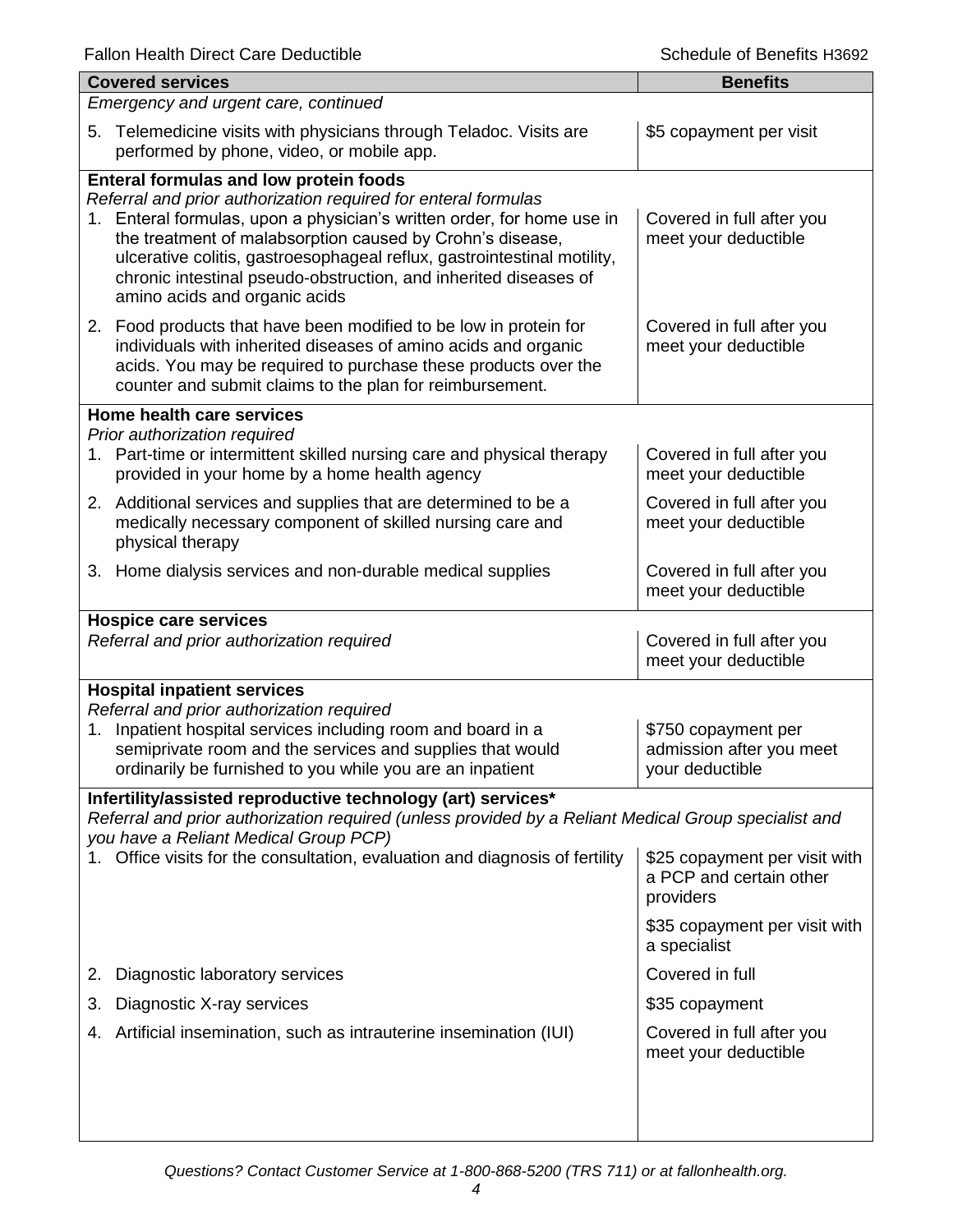| Covered services | Benefits |
|---|---|
| *Emergency and urgent care, continued* | |
| 5. Telemedicine visits with physicians through Teladoc. Visits are performed by phone, video, or mobile app. | $5 copayment per visit |
| **Enteral formulas and low protein foods** *Referral and prior authorization required for enteral formulas* | |
| 1. Enteral formulas, upon a physician's written order, for home use in the treatment of malabsorption caused by Crohn's disease, ulcerative colitis, gastroesophageal reflux, gastrointestinal motility, chronic intestinal pseudo-obstruction, and inherited diseases of amino acids and organic acids | Covered in full after you meet your deductible |
| 2. Food products that have been modified to be low in protein for individuals with inherited diseases of amino acids and organic acids. You may be required to purchase these products over the counter and submit claims to the plan for reimbursement. | Covered in full after you meet your deductible |
| **Home health care services** *Prior authorization required* | |
| 1. Part-time or intermittent skilled nursing care and physical therapy provided in your home by a home health agency | Covered in full after you meet your deductible |
| 2. Additional services and supplies that are determined to be a medically necessary component of skilled nursing care and physical therapy | Covered in full after you meet your deductible |
| 3. Home dialysis services and non-durable medical supplies | Covered in full after you meet your deductible |
| **Hospice care services** *Referral and prior authorization required* | Covered in full after you meet your deductible |
| **Hospital inpatient services** *Referral and prior authorization required* | |
| 1. Inpatient hospital services including room and board in a semiprivate room and the services and supplies that would ordinarily be furnished to you while you are an inpatient | $750 copayment per admission after you meet your deductible |
| **Infertility/assisted reproductive technology (art) services*** *Referral and prior authorization required (unless provided by a Reliant Medical Group specialist and you have a Reliant Medical Group PCP)* | |
| 1. Office visits for the consultation, evaluation and diagnosis of fertility | $25 copayment per visit with a PCP and certain other providers<br><br>$35 copayment per visit with a specialist |
| 2. Diagnostic laboratory services | Covered in full |
| 3. Diagnostic X-ray services | $35 copayment |
| 4. Artificial insemination, such as intrauterine insemination (IUI) | Covered in full after you meet your deductible |

*Questions? Contact Customer Service at 1-800-868-5200 (TRS 711) or at fallonhealth.org.*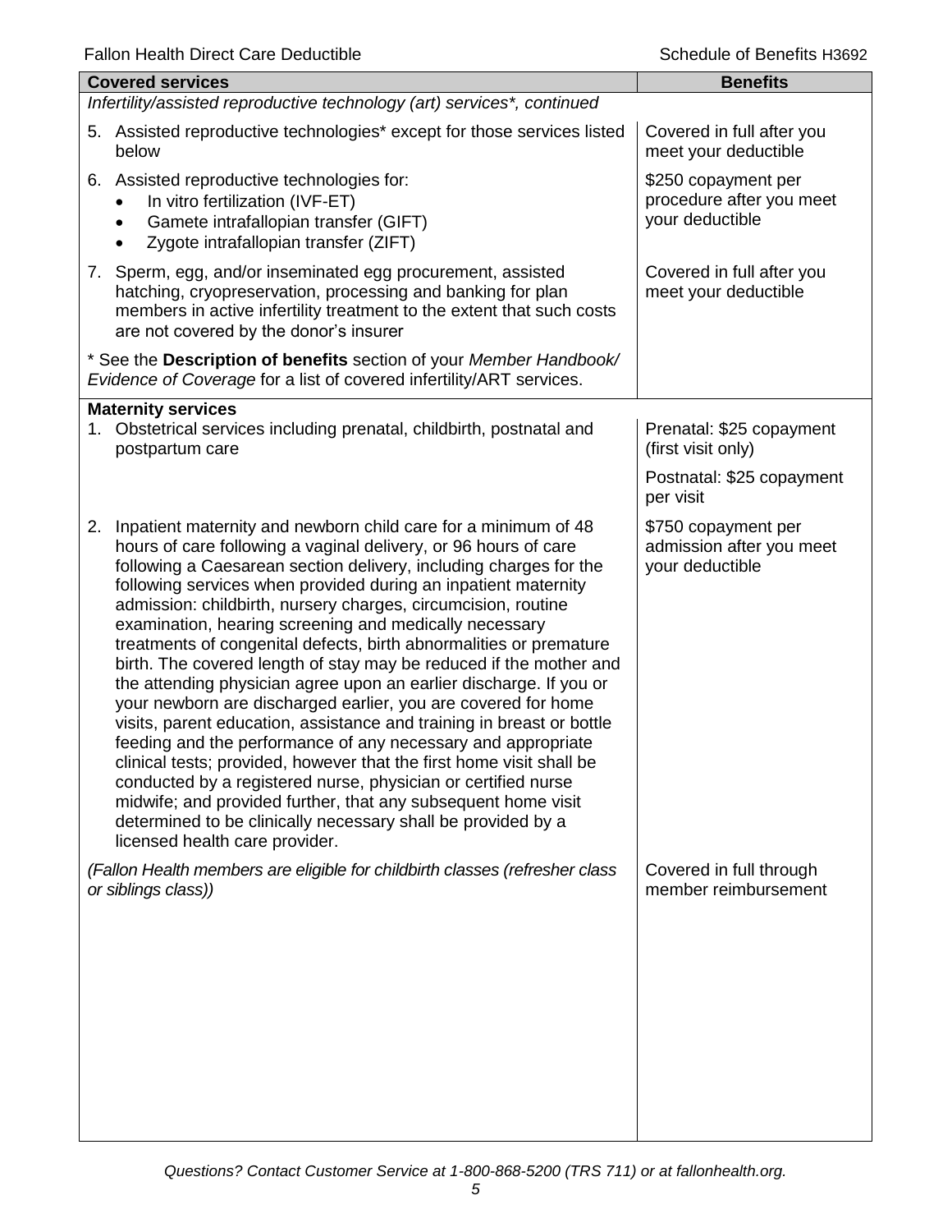| Covered services | Benefits |
| --- | --- |
| *Infertility/assisted reproductive technology (art) services*\*, continued* | |
| 5. Assisted reproductive technologies* except for those services listed below | Covered in full after you meet your deductible |
| 6. Assisted reproductive technologies for: <br>• In vitro fertilization (IVF-ET) <br>• Gamete intrafallopian transfer (GIFT) <br>• Zygote intrafallopian transfer (ZIFT) | $250 copayment per procedure after you meet your deductible |
| 7. Sperm, egg, and/or inseminated egg procurement, assisted hatching, cryopreservation, processing and banking for plan members in active infertility treatment to the extent that such costs are not covered by the donor's insurer | Covered in full after you meet your deductible |
| * See the **Description of benefits** section of your *Member Handbook/ Evidence of Coverage* for a list of covered infertility/ART services. | |
| **Maternity services** | |
| 1. Obstetrical services including prenatal, childbirth, postnatal and postpartum care | Prenatal: $25 copayment (first visit only) <br><br> Postnatal: $25 copayment per visit |
| 2. Inpatient maternity and newborn child care for a minimum of 48 hours of care following a vaginal delivery, or 96 hours of care following a Caesarean section delivery, including charges for the following services when provided during an inpatient maternity admission: childbirth, nursery charges, circumcision, routine examination, hearing screening and medically necessary treatments of congenital defects, birth abnormalities or premature birth. The covered length of stay may be reduced if the mother and the attending physician agree upon an earlier discharge. If you or your newborn are discharged earlier, you are covered for home visits, parent education, assistance and training in breast or bottle feeding and the performance of any necessary and appropriate clinical tests; provided, however that the first home visit shall be conducted by a registered nurse, physician or certified nurse midwife; and provided further, that any subsequent home visit determined to be clinically necessary shall be provided by a licensed health care provider. | $750 copayment per admission after you meet your deductible |
| *(Fallon Health members are eligible for childbirth classes (refresher class or siblings class))* | Covered in full through member reimbursement |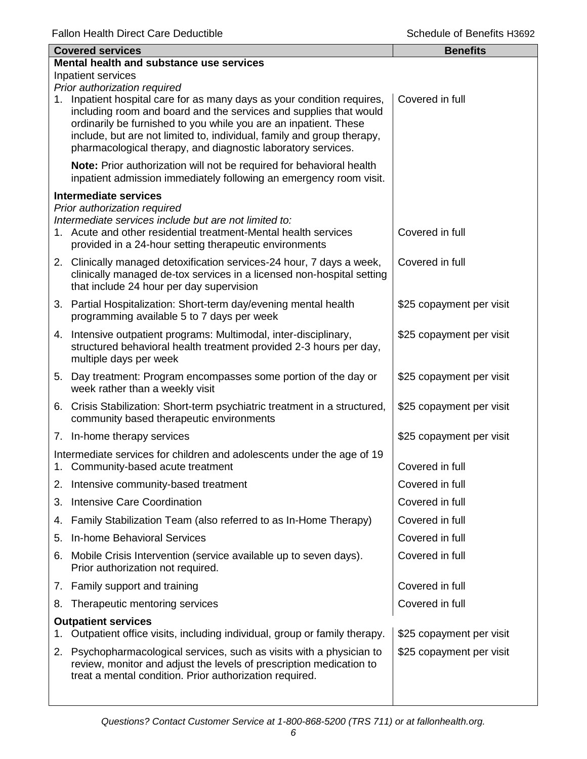| Covered services | Benefits |
|---|---|
| **Mental health and substance use services** | |
| Inpatient services | |
| *Prior authorization required* | |
| 1. Inpatient hospital care for as many days as your condition requires, including room and board and the services and supplies that would ordinarily be furnished to you while you are an inpatient. These include, but are not limited to, individual, family and group therapy, pharmacological therapy, and diagnostic laboratory services. | Covered in full |
| **Note:** Prior authorization will not be required for behavioral health inpatient admission immediately following an emergency room visit. | |
| **Intermediate services** | |
| *Prior authorization required* | |
| *Intermediate services include but are not limited to:* | |
| 1. Acute and other residential treatment-Mental health services provided in a 24-hour setting therapeutic environments | Covered in full |
| 2. Clinically managed detoxification services-24 hour, 7 days a week, clinically managed de-tox services in a licensed non-hospital setting that include 24 hour per day supervision | Covered in full |
| 3. Partial Hospitalization: Short-term day/evening mental health programming available 5 to 7 days per week | $25 copayment per visit |
| 4. Intensive outpatient programs: Multimodal, inter-disciplinary, structured behavioral health treatment provided 2-3 hours per day, multiple days per week | $25 copayment per visit |
| 5. Day treatment: Program encompasses some portion of the day or week rather than a weekly visit | $25 copayment per visit |
| 6. Crisis Stabilization: Short-term psychiatric treatment in a structured, community based therapeutic environments | $25 copayment per visit |
| 7. In-home therapy services | $25 copayment per visit |
| Intermediate services for children and adolescents under the age of 19 | |
| 1. Community-based acute treatment | Covered in full |
| 2. Intensive community-based treatment | Covered in full |
| 3. Intensive Care Coordination | Covered in full |
| 4. Family Stabilization Team (also referred to as In-Home Therapy) | Covered in full |
| 5. In-home Behavioral Services | Covered in full |
| 6. Mobile Crisis Intervention (service available up to seven days). Prior authorization not required. | Covered in full |
| 7. Family support and training | Covered in full |
| 8. Therapeutic mentoring services | Covered in full |
| **Outpatient services** | |
| 1. Outpatient office visits, including individual, group or family therapy. | $25 copayment per visit |
| 2. Psychopharmacological services, such as visits with a physician to review, monitor and adjust the levels of prescription medication to treat a mental condition. Prior authorization required. | $25 copayment per visit |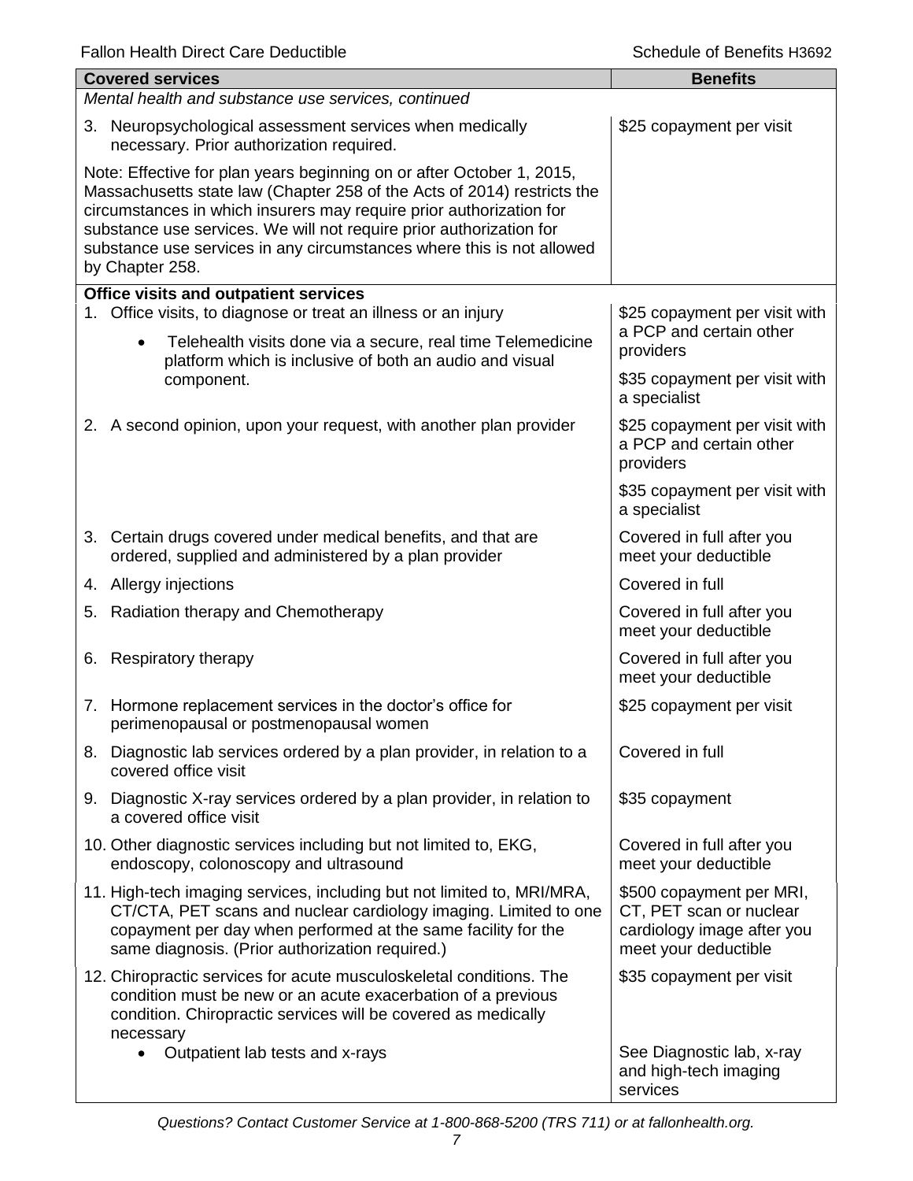| Covered services | Benefits |
| --- | --- |
| *Mental health and substance use services, continued* | |
| 3. Neuropsychological assessment services when medically necessary. Prior authorization required. | $25 copayment per visit |
| Note: Effective for plan years beginning on or after October 1, 2015, Massachusetts state law (Chapter 258 of the Acts of 2014) restricts the circumstances in which insurers may require prior authorization for substance use services. We will not require prior authorization for substance use services in any circumstances where this is not allowed by Chapter 258. | |
| **Office visits and outpatient services** | |
| 1. Office visits, to diagnose or treat an illness or an injury<br>• Telehealth visits done via a secure, real time Telemedicine platform which is inclusive of both an audio and visual component. | $25 copayment per visit with a PCP and certain other providers<br><br>$35 copayment per visit with a specialist |
| 2. A second opinion, upon your request, with another plan provider | $25 copayment per visit with a PCP and certain other providers<br><br>$35 copayment per visit with a specialist |
| 3. Certain drugs covered under medical benefits, and that are ordered, supplied and administered by a plan provider | Covered in full after you meet your deductible |
| 4. Allergy injections | Covered in full |
| 5. Radiation therapy and Chemotherapy | Covered in full after you meet your deductible |
| 6. Respiratory therapy | Covered in full after you meet your deductible |
| 7. Hormone replacement services in the doctor's office for perimenopausal or postmenopausal women | $25 copayment per visit |
| 8. Diagnostic lab services ordered by a plan provider, in relation to a covered office visit | Covered in full |
| 9. Diagnostic X-ray services ordered by a plan provider, in relation to a covered office visit | $35 copayment |
| 10. Other diagnostic services including but not limited to, EKG, endoscopy, colonoscopy and ultrasound | Covered in full after you meet your deductible |
| 11. High-tech imaging services, including but not limited to, MRI/MRA, CT/CTA, PET scans and nuclear cardiology imaging. Limited to one copayment per day when performed at the same facility for the same diagnosis. (Prior authorization required.) | $500 copayment per MRI, CT, PET scan or nuclear cardiology image after you meet your deductible |
| 12. Chiropractic services for acute musculoskeletal conditions. The condition must be new or an acute exacerbation of a previous condition. Chiropractic services will be covered as medically necessary | $35 copayment per visit |
| • Outpatient lab tests and x-rays | See Diagnostic lab, x-ray and high-tech imaging services |

*Questions? Contact Customer Service at 1-800-868-5200 (TRS 711) or at fallonhealth.org.*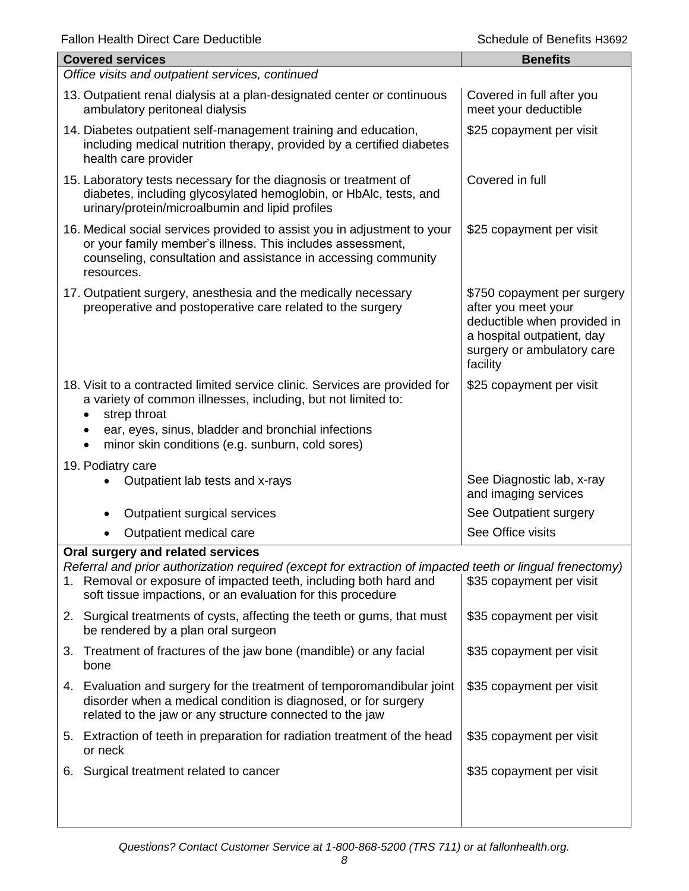| Covered services | Benefits |
|---|---|
| *Office visits and outpatient services, continued* | |
| 13. Outpatient renal dialysis at a plan-designated center or continuous ambulatory peritoneal dialysis | Covered in full after you meet your deductible |
| 14. Diabetes outpatient self-management training and education, including medical nutrition therapy, provided by a certified diabetes health care provider | $25 copayment per visit |
| 15. Laboratory tests necessary for the diagnosis or treatment of diabetes, including glycosylated hemoglobin, or HbAlc, tests, and urinary/protein/microalbumin and lipid profiles | Covered in full |
| 16. Medical social services provided to assist you in adjustment to your or your family member's illness. This includes assessment, counseling, consultation and assistance in accessing community resources. | $25 copayment per visit |
| 17. Outpatient surgery, anesthesia and the medically necessary preoperative and postoperative care related to the surgery | $750 copayment per surgery after you meet your deductible when provided in a hospital outpatient, day surgery or ambulatory care facility |
| 18. Visit to a contracted limited service clinic. Services are provided for a variety of common illnesses, including, but not limited to: <br>• strep throat <br>• ear, eyes, sinus, bladder and bronchial infections <br>• minor skin conditions (e.g. sunburn, cold sores) | $25 copayment per visit |
| 19. Podiatry care | |
| • Outpatient lab tests and x-rays | See Diagnostic lab, x-ray and imaging services |
| • Outpatient surgical services | See Outpatient surgery |
| • Outpatient medical care | See Office visits |
| **Oral surgery and related services** <br>*Referral and prior authorization required (except for extraction of impacted teeth or lingual frenectomy)* | |
| 1. Removal or exposure of impacted teeth, including both hard and soft tissue impactions, or an evaluation for this procedure | $35 copayment per visit |
| 2. Surgical treatments of cysts, affecting the teeth or gums, that must be rendered by a plan oral surgeon | $35 copayment per visit |
| 3. Treatment of fractures of the jaw bone (mandible) or any facial bone | $35 copayment per visit |
| 4. Evaluation and surgery for the treatment of temporomandibular joint disorder when a medical condition is diagnosed, or for surgery related to the jaw or any structure connected to the jaw | $35 copayment per visit |
| 5. Extraction of teeth in preparation for radiation treatment of the head or neck | $35 copayment per visit |
| 6. Surgical treatment related to cancer | $35 copayment per visit |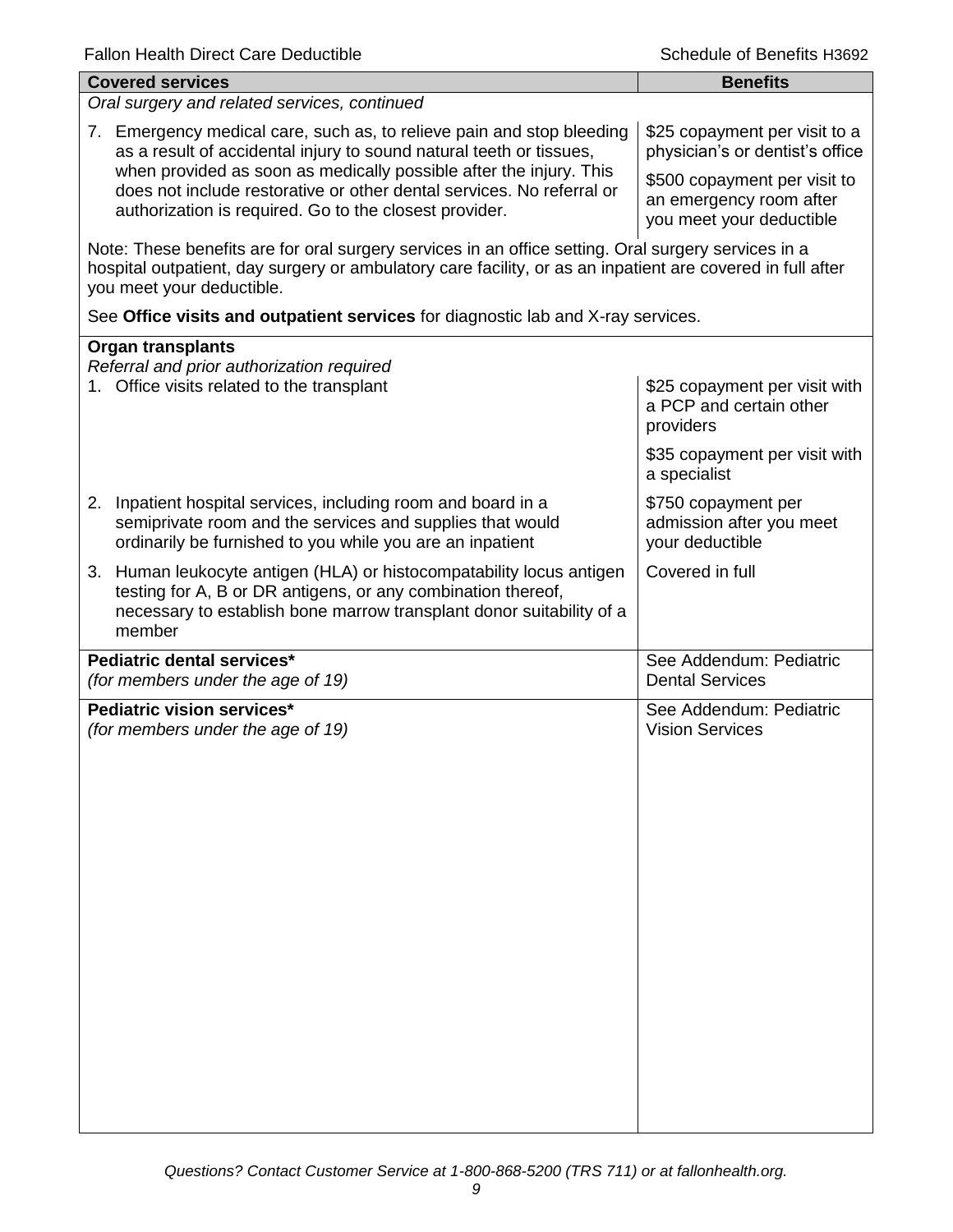| Covered services | Benefits |
|---|---|
| *Oral surgery and related services, continued* | |
| 7. Emergency medical care, such as, to relieve pain and stop bleeding as a result of accidental injury to sound natural teeth or tissues, when provided as soon as medically possible after the injury. This does not include restorative or other dental services. No referral or authorization is required. Go to the closest provider. | \$25 copayment per visit to a physician's or dentist's office<br><br>\$500 copayment per visit to an emergency room after you meet your deductible |
| Note: These benefits are for oral surgery services in an office setting. Oral surgery services in a hospital outpatient, day surgery or ambulatory care facility, or as an inpatient are covered in full after you meet your deductible.<br><br>See **Office visits and outpatient services** for diagnostic lab and X-ray services. | |
| **Organ transplants**<br>*Referral and prior authorization required*<br>1. Office visits related to the transplant | \$25 copayment per visit with a PCP and certain other providers<br><br>\$35 copayment per visit with a specialist |
| 2. Inpatient hospital services, including room and board in a semiprivate room and the services and supplies that would ordinarily be furnished to you while you are an inpatient | \$750 copayment per admission after you meet your deductible |
| 3. Human leukocyte antigen (HLA) or histocompatability locus antigen testing for A, B or DR antigens, or any combination thereof, necessary to establish bone marrow transplant donor suitability of a member | Covered in full |
| **Pediatric dental services***<br>*(for members under the age of 19)* | See Addendum: Pediatric Dental Services |
| **Pediatric vision services***<br>*(for members under the age of 19)* | See Addendum: Pediatric Vision Services |

*Questions? Contact Customer Service at 1-800-868-5200 (TRS 711) or at fallonhealth.org.*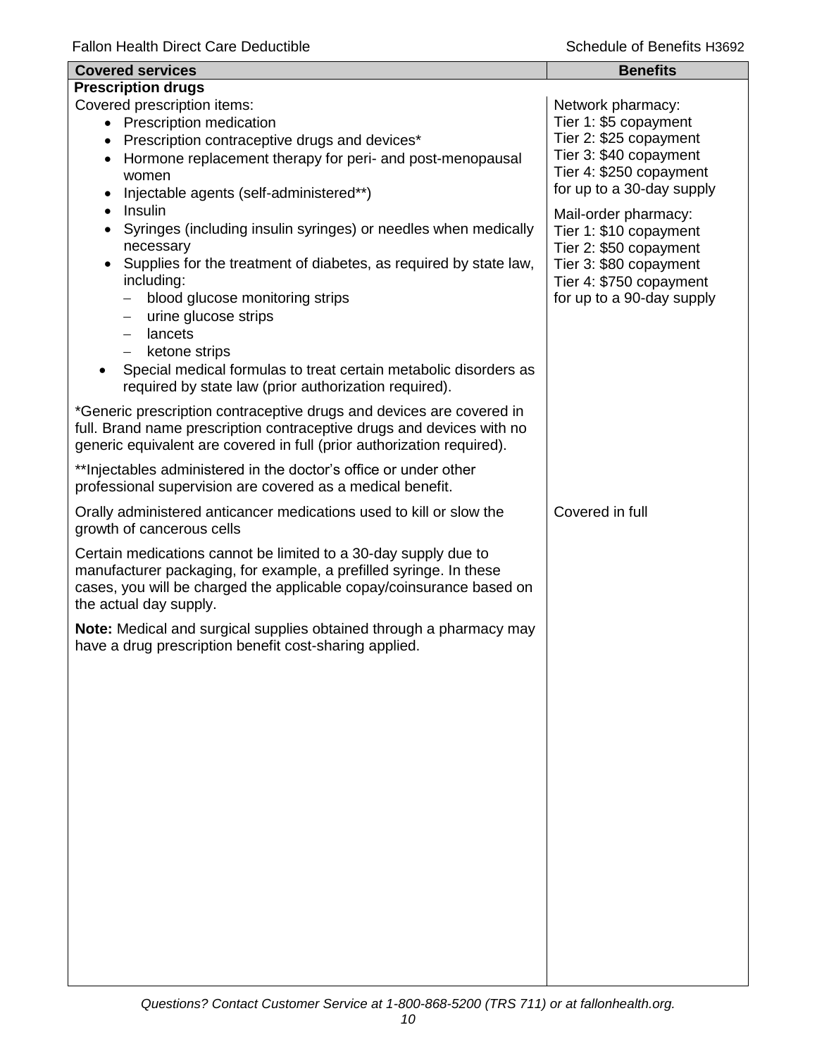| Covered services | Benefits |
| --- | --- |
| **Prescription drugs** | |
| Covered prescription items:<br>• Prescription medication<br>• Prescription contraceptive drugs and devices*<br>• Hormone replacement therapy for peri- and post-menopausal women<br>• Injectable agents (self-administered**)<br>• Insulin<br>• Syringes (including insulin syringes) or needles when medically necessary<br>• Supplies for the treatment of diabetes, as required by state law, including:<br>– blood glucose monitoring strips<br>– urine glucose strips<br>– lancets<br>– ketone strips<br>• Special medical formulas to treat certain metabolic disorders as required by state law (prior authorization required).<br><br>*Generic prescription contraceptive drugs and devices are covered in full. Brand name prescription contraceptive drugs and devices with no generic equivalent are covered in full (prior authorization required).<br><br>**Injectables administered in the doctor's office or under other professional supervision are covered as a medical benefit. | Network pharmacy:<br>Tier 1: $5 copayment<br>Tier 2: $25 copayment<br>Tier 3: $40 copayment<br>Tier 4: $250 copayment<br>for up to a 30-day supply<br><br>Mail-order pharmacy:<br>Tier 1: $10 copayment<br>Tier 2: $50 copayment<br>Tier 3: $80 copayment<br>Tier 4: $750 copayment<br>for up to a 90-day supply |
| Orally administered anticancer medications used to kill or slow the growth of cancerous cells<br><br>Certain medications cannot be limited to a 30-day supply due to manufacturer packaging, for example, a prefilled syringe. In these cases, you will be charged the applicable copay/coinsurance based on the actual day supply.<br><br>**Note:** Medical and surgical supplies obtained through a pharmacy may have a drug prescription benefit cost-sharing applied. | Covered in full |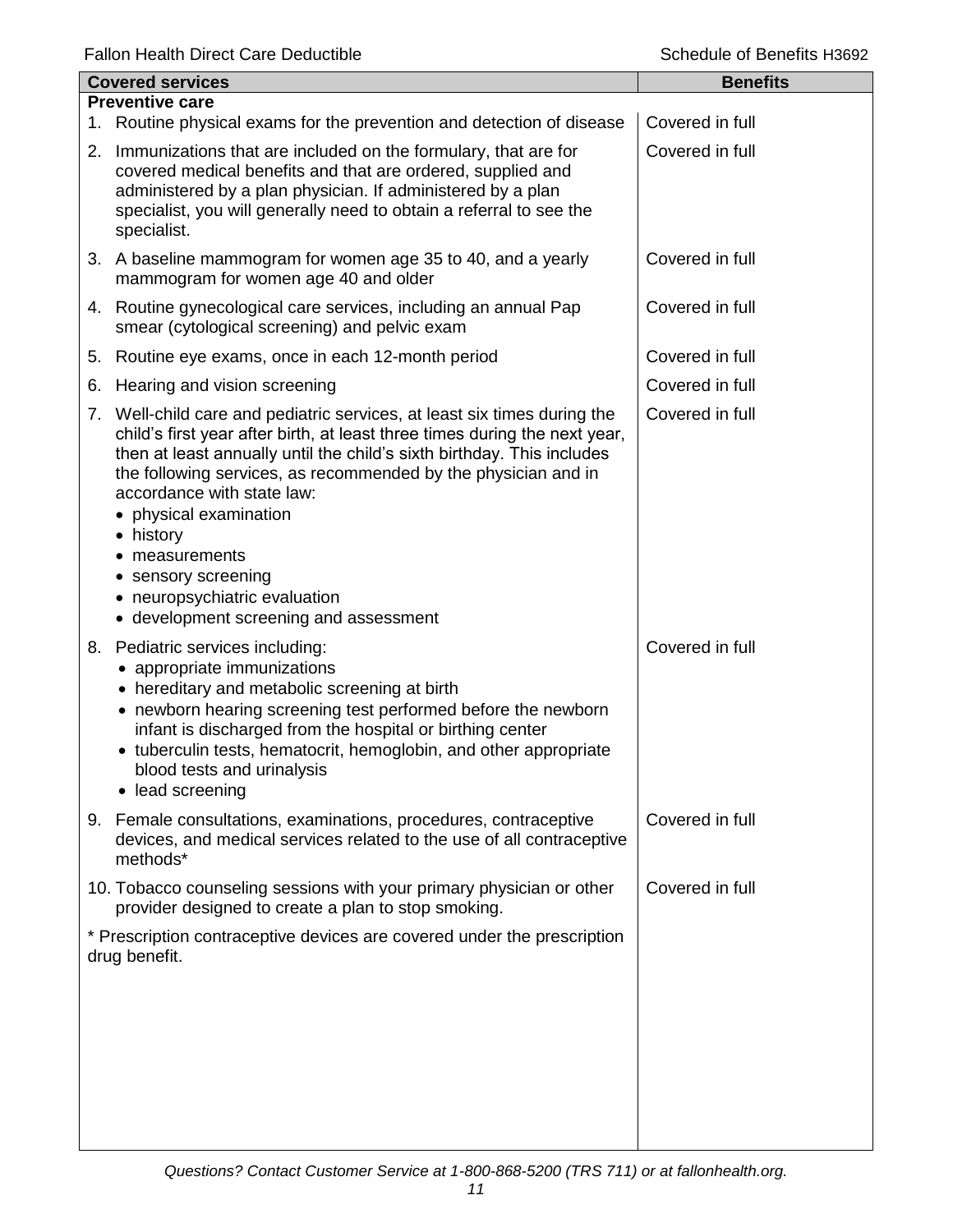| Covered services | Benefits |
|---|---|
| **Preventive care** | |
| 1. Routine physical exams for the prevention and detection of disease | Covered in full |
| 2. Immunizations that are included on the formulary, that are for covered medical benefits and that are ordered, supplied and administered by a plan physician. If administered by a plan specialist, you will generally need to obtain a referral to see the specialist. | Covered in full |
| 3. A baseline mammogram for women age 35 to 40, and a yearly mammogram for women age 40 and older | Covered in full |
| 4. Routine gynecological care services, including an annual Pap smear (cytological screening) and pelvic exam | Covered in full |
| 5. Routine eye exams, once in each 12-month period | Covered in full |
| 6. Hearing and vision screening | Covered in full |
| 7. Well-child care and pediatric services, at least six times during the child's first year after birth, at least three times during the next year, then at least annually until the child's sixth birthday. This includes the following services, as recommended by the physician and in accordance with state law: <br>• physical examination <br>• history <br>• measurements <br>• sensory screening <br>• neuropsychiatric evaluation <br>• development screening and assessment | Covered in full |
| 8. Pediatric services including: <br>• appropriate immunizations <br>• hereditary and metabolic screening at birth <br>• newborn hearing screening test performed before the newborn infant is discharged from the hospital or birthing center <br>• tuberculin tests, hematocrit, hemoglobin, and other appropriate blood tests and urinalysis <br>• lead screening | Covered in full |
| 9. Female consultations, examinations, procedures, contraceptive devices, and medical services related to the use of all contraceptive methods* | Covered in full |
| 10. Tobacco counseling sessions with your primary physician or other provider designed to create a plan to stop smoking. | Covered in full |
| * Prescription contraceptive devices are covered under the prescription drug benefit. | |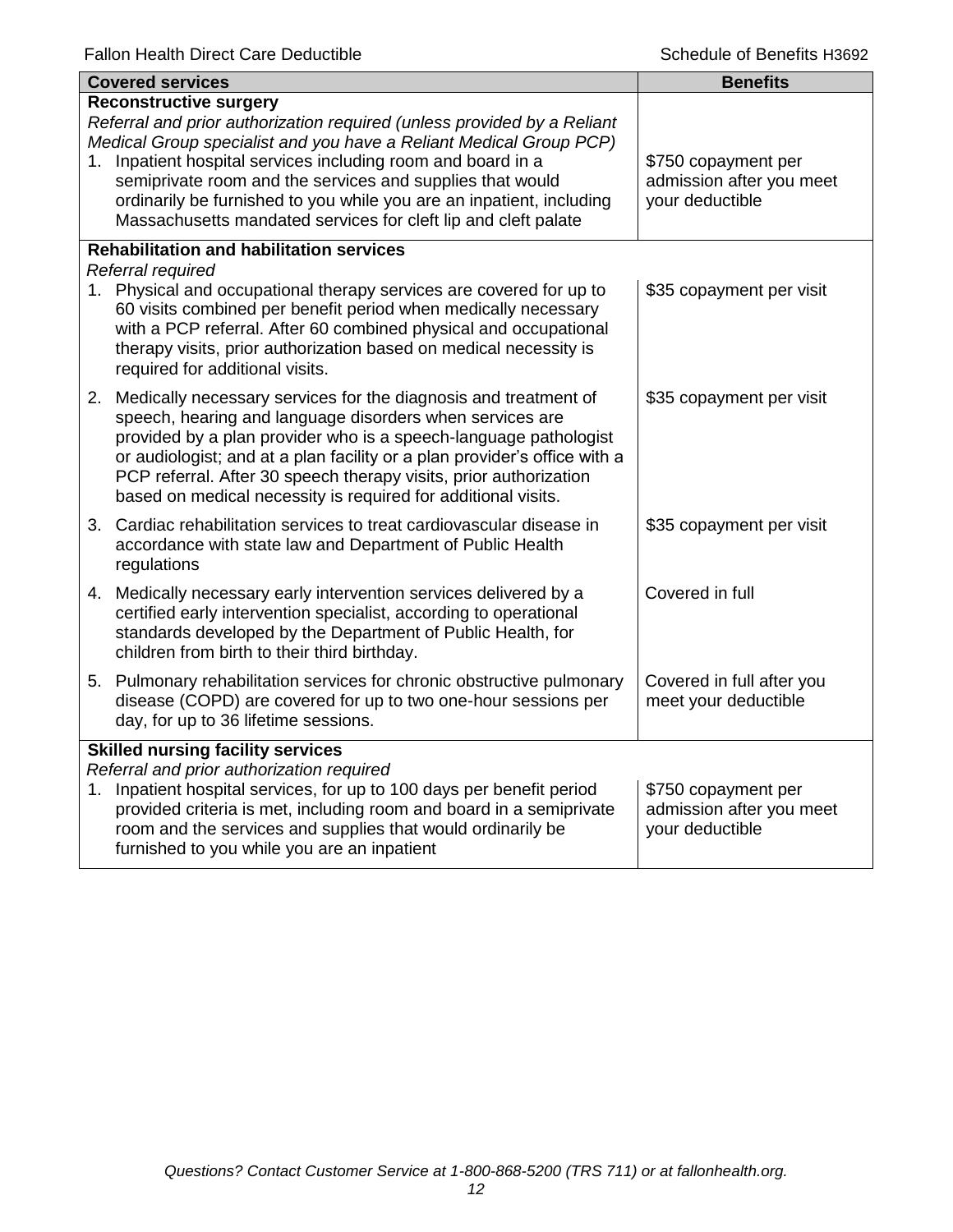| Covered services | Benefits |
| --- | --- |
| **Reconstructive surgery**<br>*Referral and prior authorization required (unless provided by a Reliant Medical Group specialist and you have a Reliant Medical Group PCP)*<br>1. Inpatient hospital services including room and board in a semiprivate room and the services and supplies that would ordinarily be furnished to you while you are an inpatient, including Massachusetts mandated services for cleft lip and cleft palate | \$750 copayment per admission after you meet your deductible |
| **Rehabilitation and habilitation services**<br>*Referral required* | |
| 1. Physical and occupational therapy services are covered for up to 60 visits combined per benefit period when medically necessary with a PCP referral. After 60 combined physical and occupational therapy visits, prior authorization based on medical necessity is required for additional visits. | \$35 copayment per visit |
| 2. Medically necessary services for the diagnosis and treatment of speech, hearing and language disorders when services are provided by a plan provider who is a speech-language pathologist or audiologist; and at a plan facility or a plan provider's office with a PCP referral. After 30 speech therapy visits, prior authorization based on medical necessity is required for additional visits. | \$35 copayment per visit |
| 3. Cardiac rehabilitation services to treat cardiovascular disease in accordance with state law and Department of Public Health regulations | \$35 copayment per visit |
| 4. Medically necessary early intervention services delivered by a certified early intervention specialist, according to operational standards developed by the Department of Public Health, for children from birth to their third birthday. | Covered in full |
| 5. Pulmonary rehabilitation services for chronic obstructive pulmonary disease (COPD) are covered for up to two one-hour sessions per day, for up to 36 lifetime sessions. | Covered in full after you meet your deductible |
| **Skilled nursing facility services**<br>*Referral and prior authorization required*<br>1. Inpatient hospital services, for up to 100 days per benefit period provided criteria is met, including room and board in a semiprivate room and the services and supplies that would ordinarily be furnished to you while you are an inpatient | \$750 copayment per admission after you meet your deductible |

*Questions? Contact Customer Service at 1-800-868-5200 (TRS 711) or at fallonhealth.org.*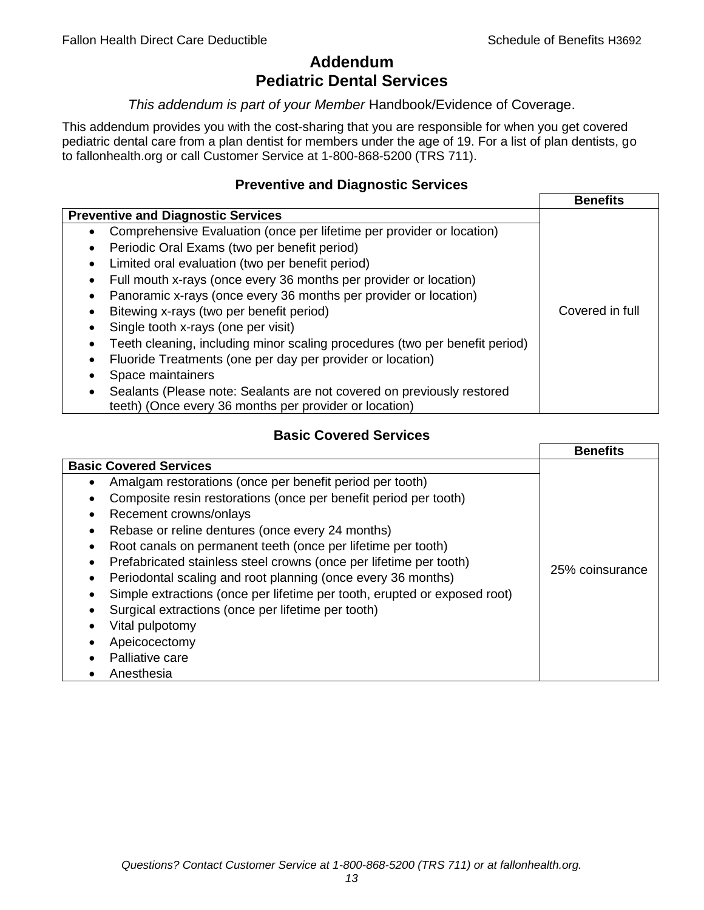# Addendum
# Pediatric Dental Services

*This addendum is part of your Member* Handbook/Evidence of Coverage.

This addendum provides you with the cost-sharing that you are responsible for when you get covered pediatric dental care from a plan dentist for members under the age of 19. For a list of plan dentists, go to fallonhealth.org or call Customer Service at 1-800-868-5200 (TRS 711).

### Preventive and Diagnostic Services

| | Benefits |
|---|---|
| **Preventive and Diagnostic Services** | |
| • Comprehensive Evaluation (once per lifetime per provider or location)<br>• Periodic Oral Exams (two per benefit period)<br>• Limited oral evaluation (two per benefit period)<br>• Full mouth x-rays (once every 36 months per provider or location)<br>• Panoramic x-rays (once every 36 months per provider or location)<br>• Bitewing x-rays (two per benefit period)<br>• Single tooth x-rays (one per visit)<br>• Teeth cleaning, including minor scaling procedures (two per benefit period)<br>• Fluoride Treatments (one per day per provider or location)<br>• Space maintainers<br>• Sealants (Please note: Sealants are not covered on previously restored teeth) (Once every 36 months per provider or location) | Covered in full |

### Basic Covered Services

| | Benefits |
|---|---|
| **Basic Covered Services** | |
| • Amalgam restorations (once per benefit period per tooth)<br>• Composite resin restorations (once per benefit period per tooth)<br>• Recement crowns/onlays<br>• Rebase or reline dentures (once every 24 months)<br>• Root canals on permanent teeth (once per lifetime per tooth)<br>• Prefabricated stainless steel crowns (once per lifetime per tooth)<br>• Periodontal scaling and root planning (once every 36 months)<br>• Simple extractions (once per lifetime per tooth, erupted or exposed root)<br>• Surgical extractions (once per lifetime per tooth)<br>• Vital pulpotomy<br>• Apeicocectomy<br>• Palliative care<br>• Anesthesia | 25% coinsurance |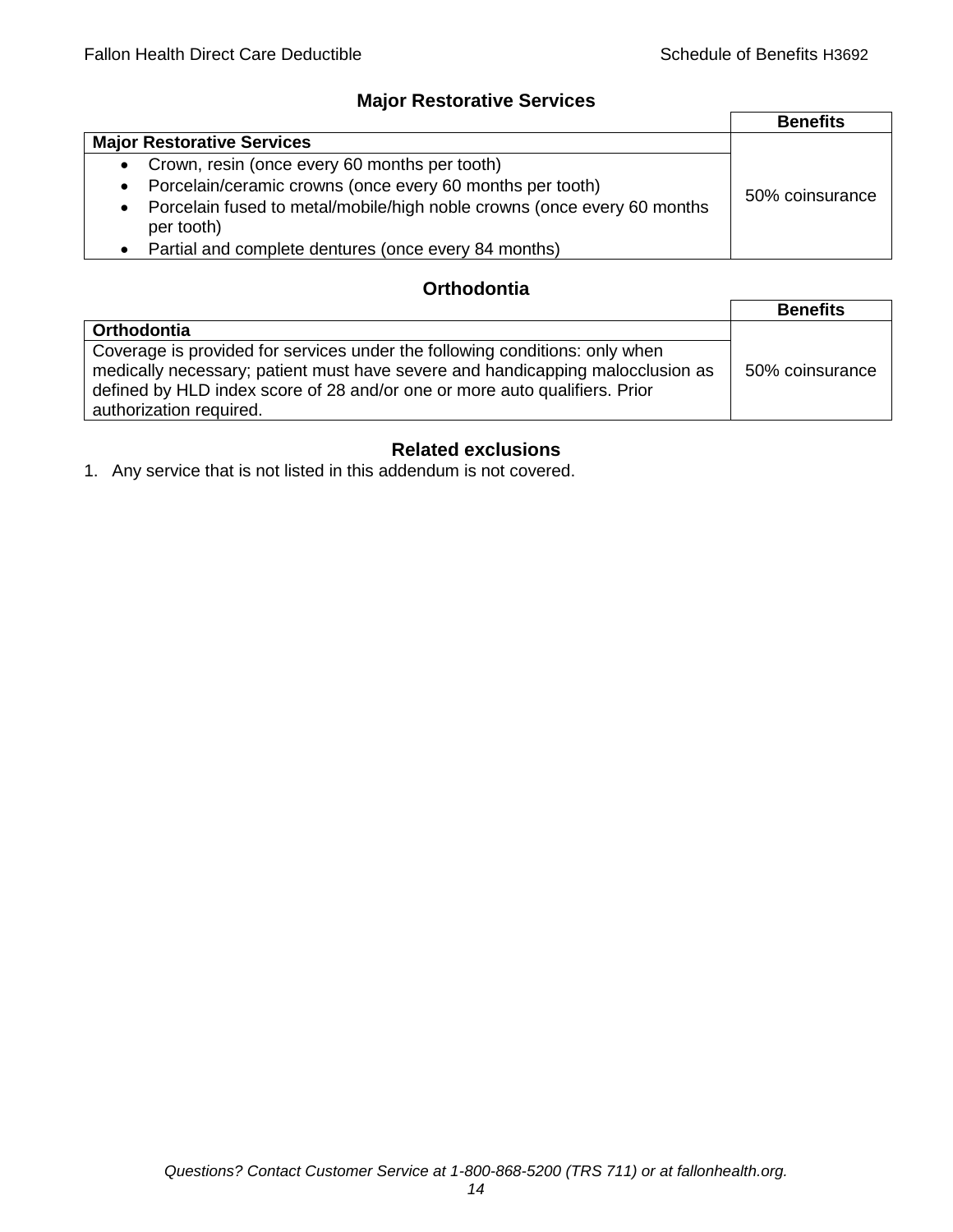## Major Restorative Services

| | Benefits |
|---|---|
| **Major Restorative Services** | |
| • Crown, resin (once every 60 months per tooth)<br>• Porcelain/ceramic crowns (once every 60 months per tooth)<br>• Porcelain fused to metal/mobile/high noble crowns (once every 60 months per tooth)<br>• Partial and complete dentures (once every 84 months) | 50% coinsurance |

## Orthodontia

| | Benefits |
|---|---|
| **Orthodontia** | |
| Coverage is provided for services under the following conditions: only when medically necessary; patient must have severe and handicapping malocclusion as defined by HLD index score of 28 and/or one or more auto qualifiers. Prior authorization required. | 50% coinsurance |

## Related exclusions

1. Any service that is not listed in this addendum is not covered.

*Questions? Contact Customer Service at 1-800-868-5200 (TRS 711) or at fallonhealth.org.*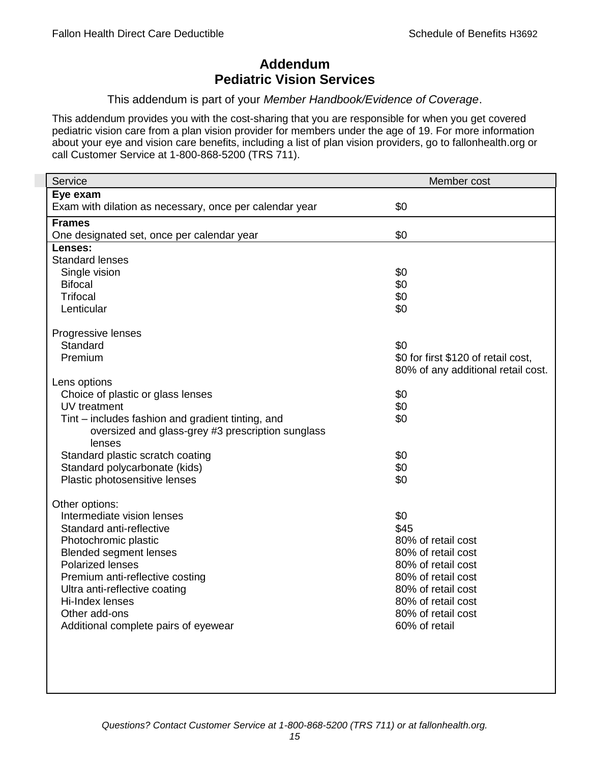# Addendum
# Pediatric Vision Services

This addendum is part of your *Member Handbook/Evidence of Coverage*.

This addendum provides you with the cost-sharing that you are responsible for when you get covered pediatric vision care from a plan vision provider for members under the age of 19. For more information about your eye and vision care benefits, including a list of plan vision providers, go to fallonhealth.org or call Customer Service at 1-800-868-5200 (TRS 711).

| Service | Member cost |
|---|---|
| **Eye exam** | |
| Exam with dilation as necessary, once per calendar year | $0 |
| **Frames** | |
| One designated set, once per calendar year | $0 |
| **Lenses:** | |
| Standard lenses | |
| Single vision | $0 |
| Bifocal | $0 |
| Trifocal | $0 |
| Lenticular | $0 |
| Progressive lenses | |
| Standard | $0 |
| Premium | $0 for first $120 of retail cost, 80% of any additional retail cost. |
| Lens options | |
| Choice of plastic or glass lenses | $0 |
| UV treatment | $0 |
| Tint – includes fashion and gradient tinting, and oversized and glass-grey #3 prescription sunglass lenses | $0 |
| Standard plastic scratch coating | $0 |
| Standard polycarbonate (kids) | $0 |
| Plastic photosensitive lenses | $0 |
| Other options: | |
| Intermediate vision lenses | $0 |
| Standard anti-reflective | $45 |
| Photochromic plastic | 80% of retail cost |
| Blended segment lenses | 80% of retail cost |
| Polarized lenses | 80% of retail cost |
| Premium anti-reflective costing | 80% of retail cost |
| Ultra anti-reflective coating | 80% of retail cost |
| Hi-Index lenses | 80% of retail cost |
| Other add-ons | 80% of retail cost |
| Additional complete pairs of eyewear | 60% of retail |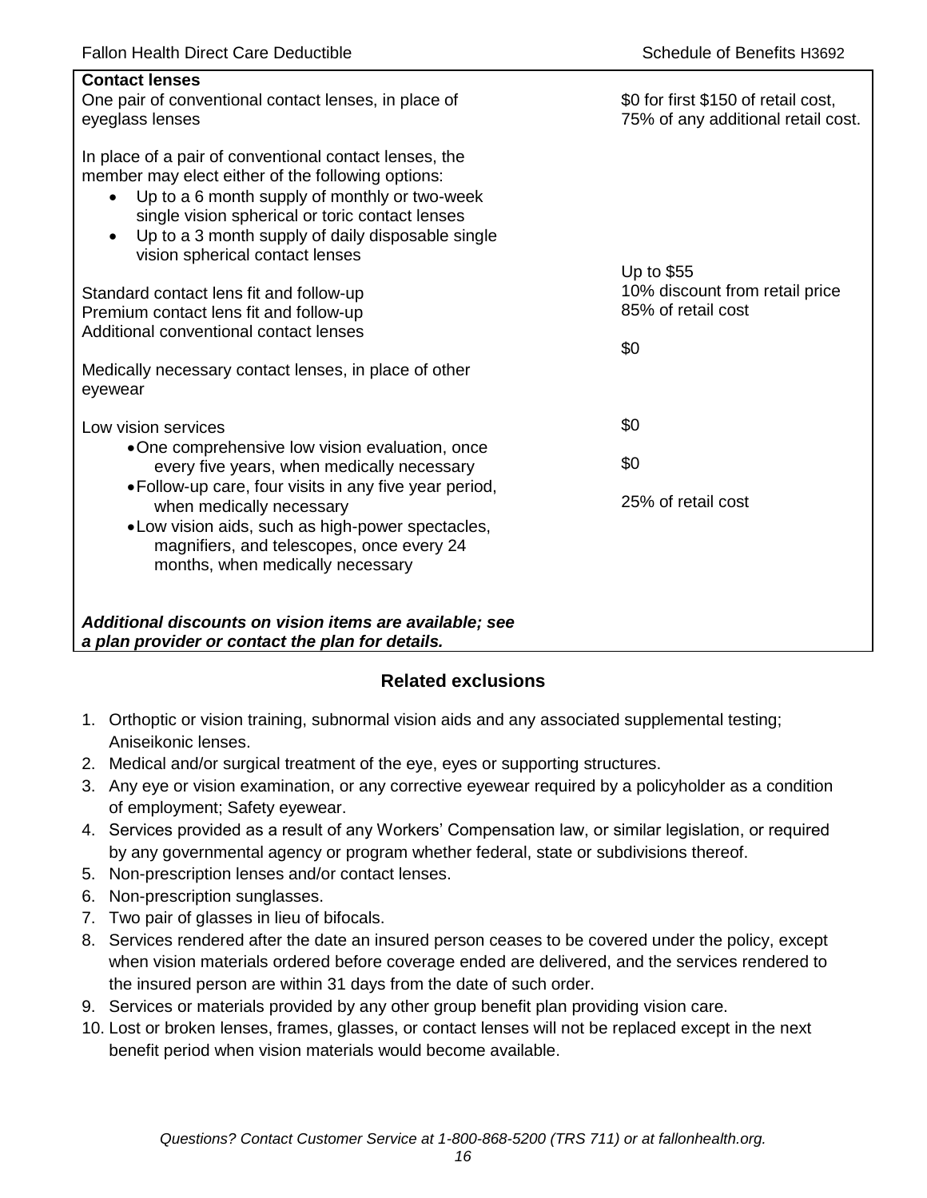| Contact lenses | |
|---|---|
| One pair of conventional contact lenses, in place of eyeglass lenses<br><br>In place of a pair of conventional contact lenses, the member may elect either of the following options:<br>• Up to a 6 month supply of monthly or two-week single vision spherical or toric contact lenses<br>• Up to a 3 month supply of daily disposable single vision spherical contact lenses | $0 for first $150 of retail cost, 75% of any additional retail cost. |
| Standard contact lens fit and follow-up | Up to $55 |
| Premium contact lens fit and follow-up | 10% discount from retail price |
| Additional conventional contact lenses | 85% of retail cost |
| Medically necessary contact lenses, in place of other eyewear | $0 |
| Low vision services | |
| • One comprehensive low vision evaluation, once every five years, when medically necessary | $0 |
| • Follow-up care, four visits in any five year period, when medically necessary | $0 |
| • Low vision aids, such as high-power spectacles, magnifiers, and telescopes, once every 24 months, when medically necessary | 25% of retail cost |
| ***Additional discounts on vision items are available; see a plan provider or contact the plan for details.*** | |

## Related exclusions

1. Orthoptic or vision training, subnormal vision aids and any associated supplemental testing; Aniseikonic lenses.
2. Medical and/or surgical treatment of the eye, eyes or supporting structures.
3. Any eye or vision examination, or any corrective eyewear required by a policyholder as a condition of employment; Safety eyewear.
4. Services provided as a result of any Workers' Compensation law, or similar legislation, or required by any governmental agency or program whether federal, state or subdivisions thereof.
5. Non-prescription lenses and/or contact lenses.
6. Non-prescription sunglasses.
7. Two pair of glasses in lieu of bifocals.
8. Services rendered after the date an insured person ceases to be covered under the policy, except when vision materials ordered before coverage ended are delivered, and the services rendered to the insured person are within 31 days from the date of such order.
9. Services or materials provided by any other group benefit plan providing vision care.
10. Lost or broken lenses, frames, glasses, or contact lenses will not be replaced except in the next benefit period when vision materials would become available.

*Questions? Contact Customer Service at 1-800-868-5200 (TRS 711) or at fallonhealth.org.*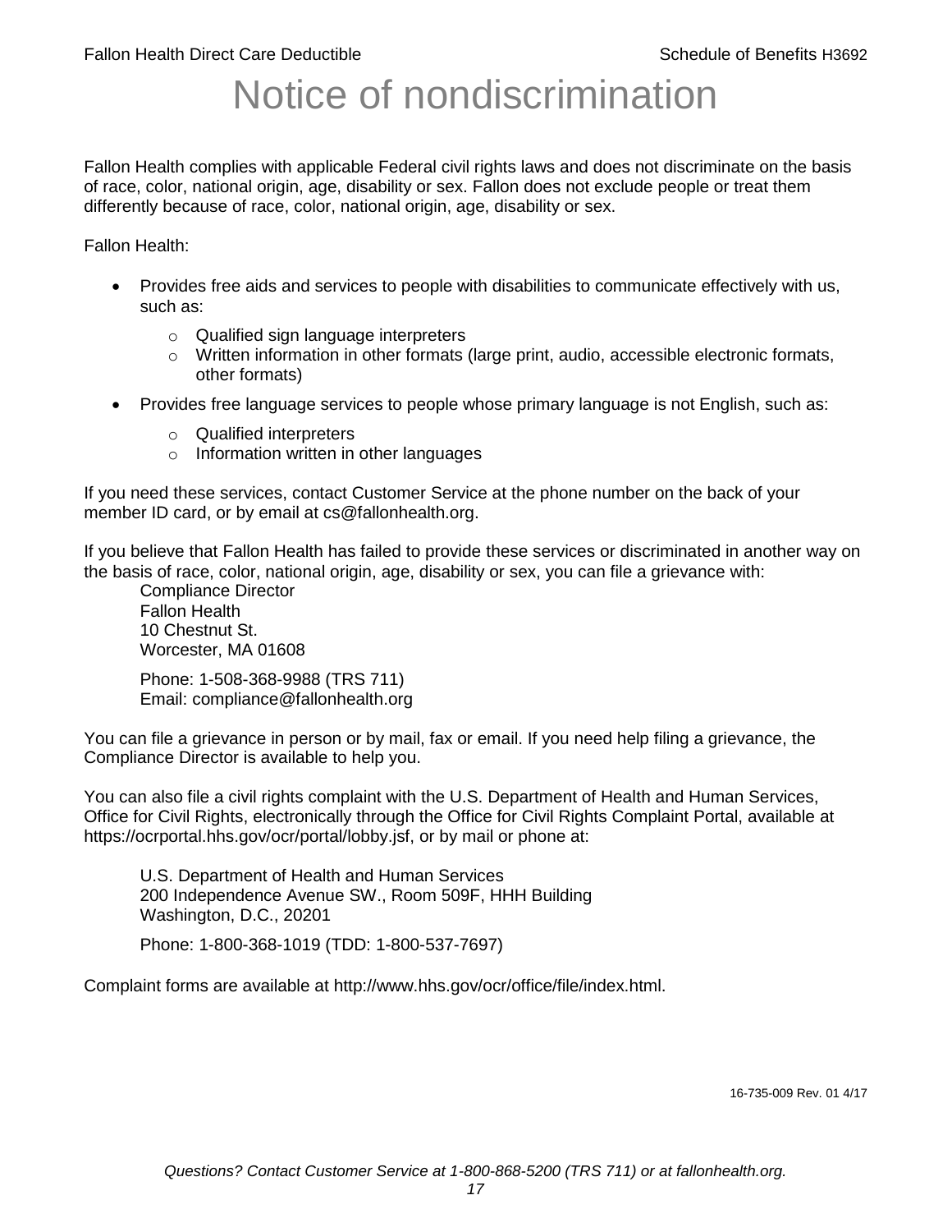# Notice of nondiscrimination

Fallon Health complies with applicable Federal civil rights laws and does not discriminate on the basis of race, color, national origin, age, disability or sex. Fallon does not exclude people or treat them differently because of race, color, national origin, age, disability or sex.

Fallon Health:

- Provides free aids and services to people with disabilities to communicate effectively with us, such as:
  - Qualified sign language interpreters
  - Written information in other formats (large print, audio, accessible electronic formats, other formats)
- Provides free language services to people whose primary language is not English, such as:
  - Qualified interpreters
  - Information written in other languages

If you need these services, contact Customer Service at the phone number on the back of your member ID card, or by email at cs@fallonhealth.org.

If you believe that Fallon Health has failed to provide these services or discriminated in another way on the basis of race, color, national origin, age, disability or sex, you can file a grievance with:

Compliance Director
Fallon Health
10 Chestnut St.
Worcester, MA 01608

Phone: 1-508-368-9988 (TRS 711)
Email: compliance@fallonhealth.org

You can file a grievance in person or by mail, fax or email. If you need help filing a grievance, the Compliance Director is available to help you.

You can also file a civil rights complaint with the U.S. Department of Health and Human Services, Office for Civil Rights, electronically through the Office for Civil Rights Complaint Portal, available at https://ocrportal.hhs.gov/ocr/portal/lobby.jsf, or by mail or phone at:

U.S. Department of Health and Human Services
200 Independence Avenue SW., Room 509F, HHH Building
Washington, D.C., 20201

Phone: 1-800-368-1019 (TDD: 1-800-537-7697)

Complaint forms are available at http://www.hhs.gov/ocr/office/file/index.html.

16-735-009 Rev. 01 4/17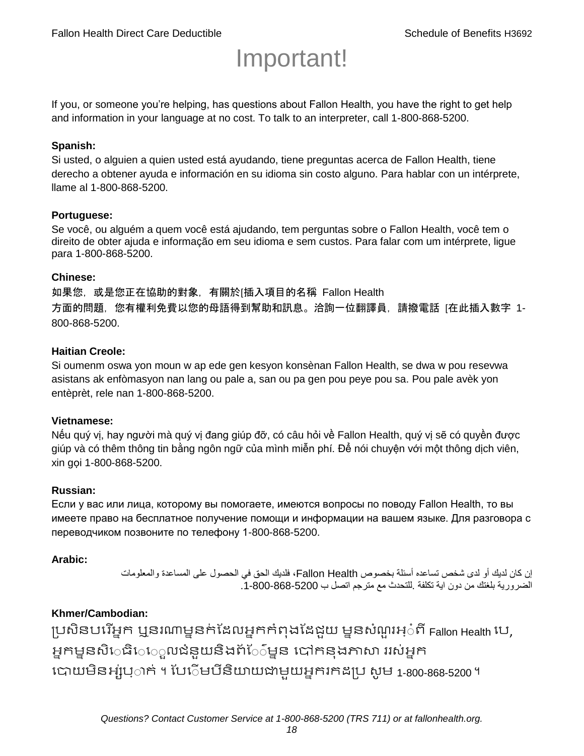# Important!

If you, or someone you're helping, has questions about Fallon Health, you have the right to get help and information in your language at no cost. To talk to an interpreter, call 1-800-868-5200.

**Spanish:**
Si usted, o alguien a quien usted está ayudando, tiene preguntas acerca de Fallon Health, tiene derecho a obtener ayuda e información en su idioma sin costo alguno. Para hablar con un intérprete, llame al 1-800-868-5200.

**Portuguese:**
Se você, ou alguém a quem você está ajudando, tem perguntas sobre o Fallon Health, você tem o direito de obter ajuda e informação em seu idioma e sem custos. Para falar com um intérprete, ligue para 1-800-868-5200.

**Chinese:**
如果您，或是您正在協助的對象，有關於[插入項目的名稱 Fallon Health 方面的問題，您有權利免費以您的母語得到幫助和訊息。洽詢一位翻譯員，請撥電話 [在此插入數字 1-800-868-5200.

**Haitian Creole:**
Si oumenm oswa yon moun w ap ede gen kesyon konsènan Fallon Health, se dwa w pou resevwa asistans ak enfòmasyon nan lang ou pale a, san ou pa gen pou peye pou sa. Pou pale avèk yon entèprèt, rele nan 1-800-868-5200.

**Vietnamese:**
Nếu quý vị, hay người mà quý vị đang giúp đỡ, có câu hỏi về Fallon Health, quý vị sẽ có quyền được giúp và có thêm thông tin bằng ngôn ngữ của mình miễn phí. Để nói chuyện với một thông dịch viên, xin gọi 1-800-868-5200.

**Russian:**
Если у вас или лица, которому вы помогаете, имеются вопросы по поводу Fallon Health, то вы имеете право на бесплатное получение помощи и информации на вашем языке. Для разговора с переводчиком позвоните по телефону 1-800-868-5200.

**Arabic:**
إن كان لديك أو لدى شخص تساعده أسئلة بخصوص Fallon Health، فلديك الحق في الحصول على المساعدة والمعلومات الضرورية بلغتك من دون اية تكلفة .للتحدث مع مترجم اتصل ب 1-800-868-5200.

**Khmer/Cambodian:**
ប្រសិនបរើអ្នក ឬនរណាម្នក់ដែលអ្នកកំពុងដែជួយ ម្ននសំណួរអ្ំពី Fallon Health បេ, អ្នកម្ននសិេធិេេួលជំនួយនិងព័េ៍ម្នន បៅកនុងភាសា ររស់អ្នក បោយមិនអ្ស់រុ្ាក់ ។ បែេិមបីនិយាយជាមួយអ្នករកដប្រ សូម 1-800-868-5200 ។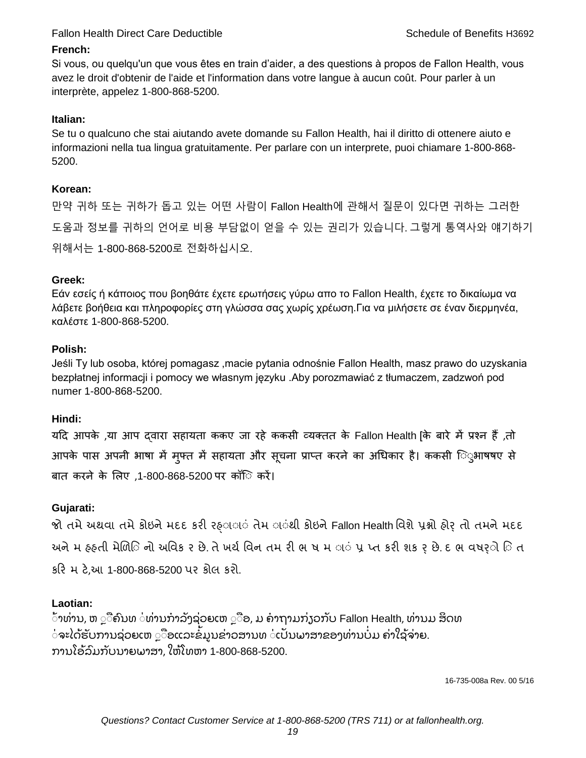**French:**

Si vous, ou quelqu'un que vous êtes en train d'aider, a des questions à propos de Fallon Health, vous avez le droit d'obtenir de l'aide et l'information dans votre langue à aucun coût. Pour parler à un interprète, appelez 1-800-868-5200.

**Italian:**

Se tu o qualcuno che stai aiutando avete domande su Fallon Health, hai il diritto di ottenere aiuto e informazioni nella tua lingua gratuitamente. Per parlare con un interprete, puoi chiamare 1-800-868-5200.

**Korean:**

만약 귀하 또는 귀하가 돕고 있는 어떤 사람이 Fallon Health에 관해서 질문이 있다면 귀하는 그러한 도움과 정보를 귀하의 언어로 비용 부담없이 얻을 수 있는 권리가 있습니다. 그렇게 통역사와 얘기하기 위해서는 1-800-868-5200로 전화하십시오.

**Greek:**

Εάν εσείς ή κάποιος που βοηθάτε έχετε ερωτήσεις γύρω απο το Fallon Health, έχετε το δικαίωμα να λάβετε βοήθεια και πληροφορίες στη γλώσσα σας χωρίς χρέωση.Για να μιλήσετε σε έναν διερμηνέα, καλέστε 1-800-868-5200.

**Polish:**

Jeśli Ty lub osoba, której pomagasz ,macie pytania odnośnie Fallon Health, masz prawo do uzyskania bezpłatnej informacji i pomocy we własnym języku .Aby porozmawiać z tłumaczem, zadzwoń pod numer 1-800-868-5200.

**Hindi:**

यदि आपके ,या आप द्वारा सहायता ककए जा रहे ककसी व्यक्तत के Fallon Health [के बारे में प्रश्न हैं ,तो आपके पास अपनी भाषा में मुफ्त में सहायता और सूचना प्राप्त करने का अधिकार है। ककसी िुभाषषए से बात करने के लिए ,1-800-868-5200 पर कॉि करें।

**Gujarati:**

જો તમે અથવા તમે કોઇને મદદ કરી રહ્યાં તેમ ાંથી કોઇને Fallon Health વિશે પ્રશ્નો હોર્ તો તમને મદદ અને મ હહતી મેળિિ નો અવિક ર છે. તે ખર્ચ વિન તમ રી ભ ષ મ ાં પ્ર પ્ત કરી શક ર્ છે. દ ભ વષર્ો િ ત કરિ મ ટે,આ 1-800-868-5200 પર કોલ કરો.

**Laotian:**

ຖ້າທ່ານ, ຫ ຼືຄົນທ ່ທ່ານກໍາລັງຊ່ວຍເຫ ຼືອ, ມ ຄໍາຖາມກ່ຽວກັບ Fallon Health, ທ່ານມ ສິດທ ່ຈະໄດ້ຮັບການຊ່ວຍເຫ ຼືອແລະຂໍ້ມູນຂ່າວສານທ ່ເປັນພາສາຂອງທ່ານບໍ່ມ ຄ່າໃຊ້ຈ່າຍ. ການໂອ້ລົມກັບນາຍພາສາ, ໃຫ້ໂທຫາ 1-800-868-5200.

16-735-008a Rev. 00 5/16

*Questions? Contact Customer Service at 1-800-868-5200 (TRS 711) or at fallonhealth.org.*